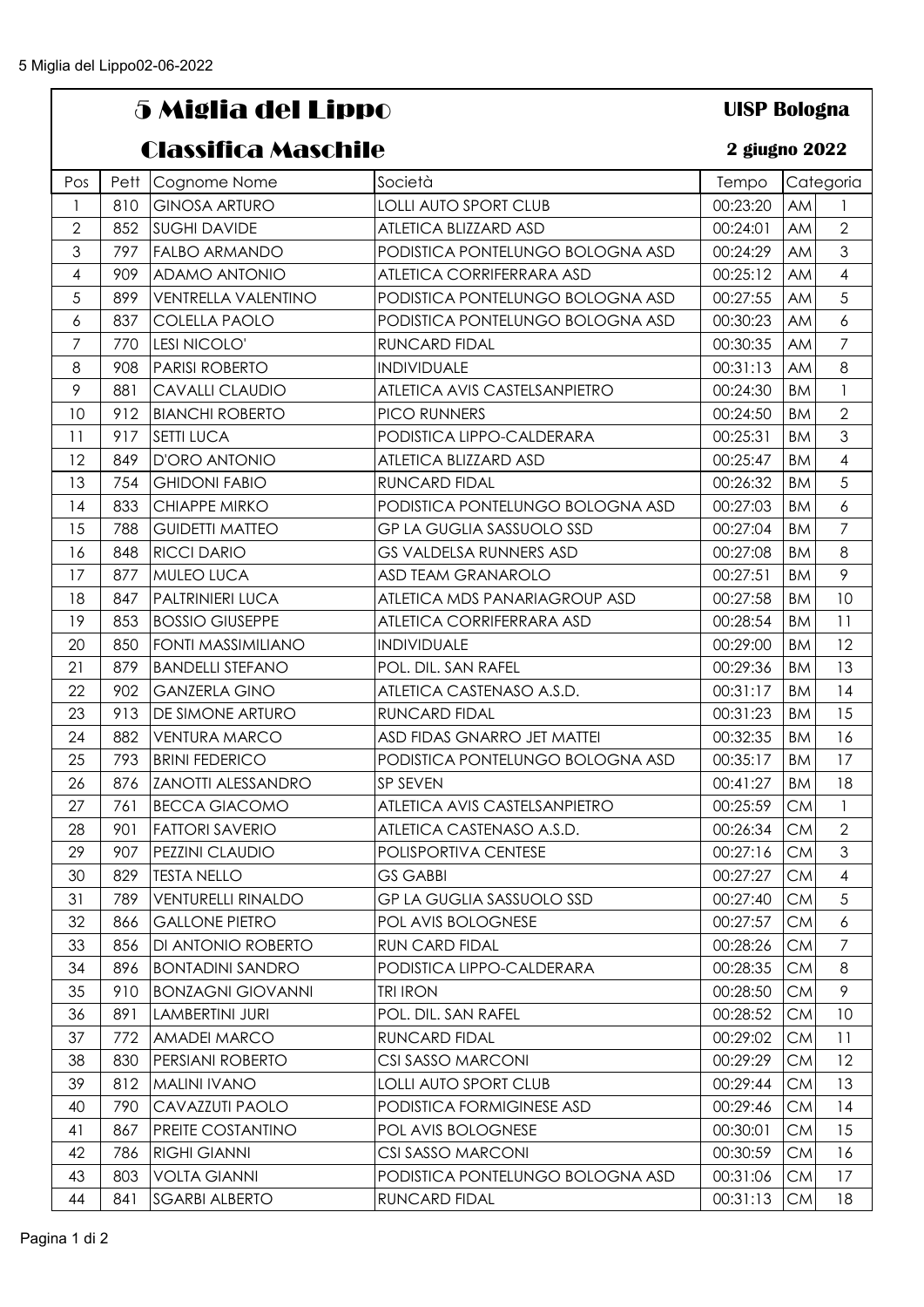# 5 Miglia del Lippo

**UISP Bologna**

## Classifica Maschile

**2 giugno 2022**

| Pos | Pett | Cognome Nome | Società | Tempo | Categoria | |
|---|---|---|---|---|---|---|
| 1 | 810 | GINOSA ARTURO | LOLLI AUTO SPORT CLUB | 00:23:20 | AM | 1 |
| 2 | 852 | SUGHI DAVIDE | ATLETICA BLIZZARD ASD | 00:24:01 | AM | 2 |
| 3 | 797 | FALBO ARMANDO | PODISTICA PONTELUNGO BOLOGNA ASD | 00:24:29 | AM | 3 |
| 4 | 909 | ADAMO ANTONIO | ATLETICA CORRIFERRARA ASD | 00:25:12 | AM | 4 |
| 5 | 899 | VENTRELLA VALENTINO | PODISTICA PONTELUNGO BOLOGNA ASD | 00:27:55 | AM | 5 |
| 6 | 837 | COLELLA PAOLO | PODISTICA PONTELUNGO BOLOGNA ASD | 00:30:23 | AM | 6 |
| 7 | 770 | LESI NICOLO' | RUNCARD FIDAL | 00:30:35 | AM | 7 |
| 8 | 908 | PARISI ROBERTO | INDIVIDUALE | 00:31:13 | AM | 8 |
| 9 | 881 | CAVALLI CLAUDIO | ATLETICA AVIS CASTELSANPIETRO | 00:24:30 | BM | 1 |
| 10 | 912 | BIANCHI ROBERTO | PICO RUNNERS | 00:24:50 | BM | 2 |
| 11 | 917 | SETTI LUCA | PODISTICA LIPPO-CALDERARA | 00:25:31 | BM | 3 |
| 12 | 849 | D'ORO ANTONIO | ATLETICA BLIZZARD ASD | 00:25:47 | BM | 4 |
| 13 | 754 | GHIDONI FABIO | RUNCARD FIDAL | 00:26:32 | BM | 5 |
| 14 | 833 | CHIAPPE MIRKO | PODISTICA PONTELUNGO BOLOGNA ASD | 00:27:03 | BM | 6 |
| 15 | 788 | GUIDETTI MATTEO | GP LA GUGLIA SASSUOLO SSD | 00:27:04 | BM | 7 |
| 16 | 848 | RICCI DARIO | GS VALDELSA RUNNERS ASD | 00:27:08 | BM | 8 |
| 17 | 877 | MULEO LUCA | ASD TEAM GRANAROLO | 00:27:51 | BM | 9 |
| 18 | 847 | PALTRINIERI LUCA | ATLETICA MDS PANARIAGROUP ASD | 00:27:58 | BM | 10 |
| 19 | 853 | BOSSIO GIUSEPPE | ATLETICA CORRIFERRARA ASD | 00:28:54 | BM | 11 |
| 20 | 850 | FONTI MASSIMILIANO | INDIVIDUALE | 00:29:00 | BM | 12 |
| 21 | 879 | BANDELLI STEFANO | POL. DIL. SAN RAFEL | 00:29:36 | BM | 13 |
| 22 | 902 | GANZERLA GINO | ATLETICA CASTENASO A.S.D. | 00:31:17 | BM | 14 |
| 23 | 913 | DE SIMONE ARTURO | RUNCARD FIDAL | 00:31:23 | BM | 15 |
| 24 | 882 | VENTURA MARCO | ASD FIDAS GNARRO JET MATTEI | 00:32:35 | BM | 16 |
| 25 | 793 | BRINI FEDERICO | PODISTICA PONTELUNGO BOLOGNA ASD | 00:35:17 | BM | 17 |
| 26 | 876 | ZANOTTI ALESSANDRO | SP SEVEN | 00:41:27 | BM | 18 |
| 27 | 761 | BECCA GIACOMO | ATLETICA AVIS CASTELSANPIETRO | 00:25:59 | CM | 1 |
| 28 | 901 | FATTORI SAVERIO | ATLETICA CASTENASO A.S.D. | 00:26:34 | CM | 2 |
| 29 | 907 | PEZZINI CLAUDIO | POLISPORTIVA CENTESE | 00:27:16 | CM | 3 |
| 30 | 829 | TESTA NELLO | GS GABBI | 00:27:27 | CM | 4 |
| 31 | 789 | VENTURELLI RINALDO | GP LA GUGLIA SASSUOLO SSD | 00:27:40 | CM | 5 |
| 32 | 866 | GALLONE PIETRO | POL AVIS BOLOGNESE | 00:27:57 | CM | 6 |
| 33 | 856 | DI ANTONIO ROBERTO | RUN CARD FIDAL | 00:28:26 | CM | 7 |
| 34 | 896 | BONTADINI SANDRO | PODISTICA LIPPO-CALDERARA | 00:28:35 | CM | 8 |
| 35 | 910 | BONZAGNI GIOVANNI | TRI IRON | 00:28:50 | CM | 9 |
| 36 | 891 | LAMBERTINI JURI | POL. DIL. SAN RAFEL | 00:28:52 | CM | 10 |
| 37 | 772 | AMADEI MARCO | RUNCARD FIDAL | 00:29:02 | CM | 11 |
| 38 | 830 | PERSIANI ROBERTO | CSI SASSO MARCONI | 00:29:29 | CM | 12 |
| 39 | 812 | MALINI IVANO | LOLLI AUTO SPORT CLUB | 00:29:44 | CM | 13 |
| 40 | 790 | CAVAZZUTI PAOLO | PODISTICA FORMIGINESE ASD | 00:29:46 | CM | 14 |
| 41 | 867 | PREITE COSTANTINO | POL AVIS BOLOGNESE | 00:30:01 | CM | 15 |
| 42 | 786 | RIGHI GIANNI | CSI SASSO MARCONI | 00:30:59 | CM | 16 |
| 43 | 803 | VOLTA GIANNI | PODISTICA PONTELUNGO BOLOGNA ASD | 00:31:06 | CM | 17 |
| 44 | 841 | SGARBI ALBERTO | RUNCARD FIDAL | 00:31:13 | CM | 18 |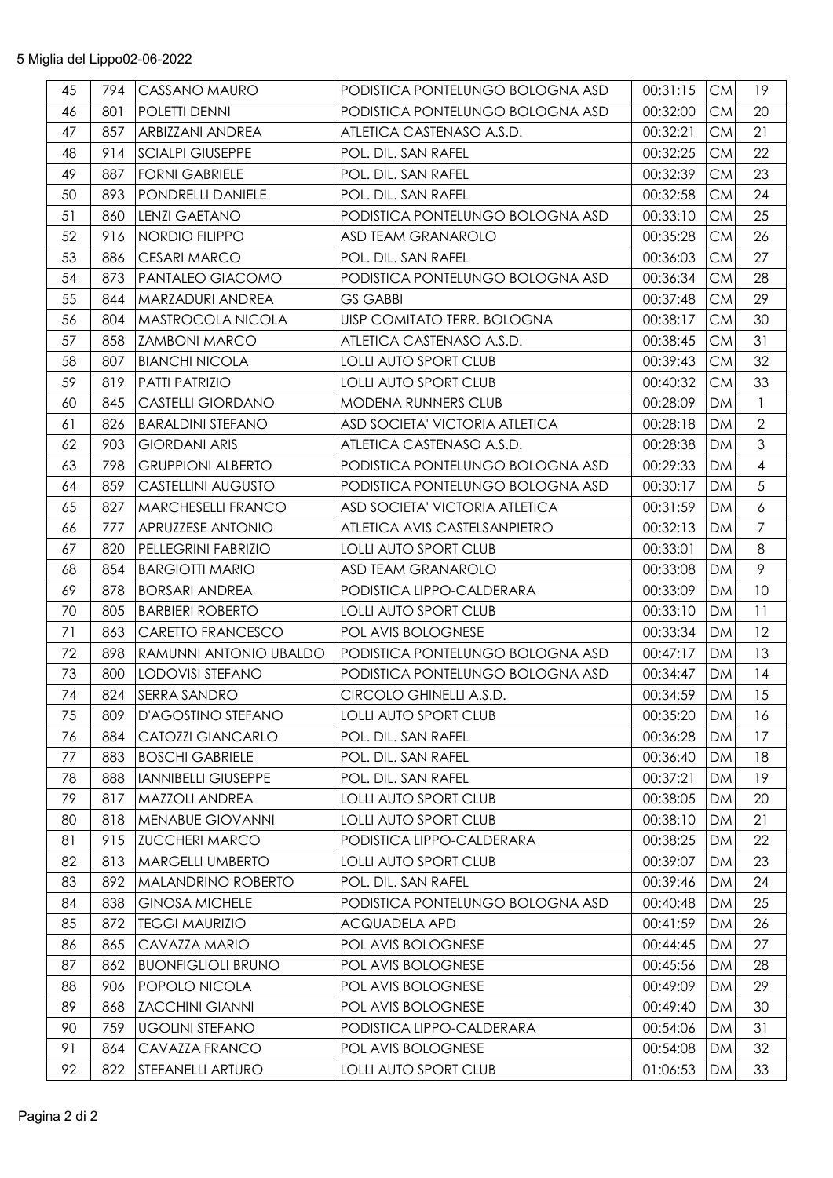| | | | | | | |
|---|---|---|---|---|---|---|
| 45 | 794 | CASSANO MAURO | PODISTICA PONTELUNGO BOLOGNA ASD | 00:31:15 | CM | 19 |
| 46 | 801 | POLETTI DENNI | PODISTICA PONTELUNGO BOLOGNA ASD | 00:32:00 | CM | 20 |
| 47 | 857 | ARBIZZANI ANDREA | ATLETICA CASTENASO A.S.D. | 00:32:21 | CM | 21 |
| 48 | 914 | SCIALPI GIUSEPPE | POL. DIL. SAN RAFEL | 00:32:25 | CM | 22 |
| 49 | 887 | FORNI GABRIELE | POL. DIL. SAN RAFEL | 00:32:39 | CM | 23 |
| 50 | 893 | PONDRELLI DANIELE | POL. DIL. SAN RAFEL | 00:32:58 | CM | 24 |
| 51 | 860 | LENZI GAETANO | PODISTICA PONTELUNGO BOLOGNA ASD | 00:33:10 | CM | 25 |
| 52 | 916 | NORDIO FILIPPO | ASD TEAM GRANAROLO | 00:35:28 | CM | 26 |
| 53 | 886 | CESARI MARCO | POL. DIL. SAN RAFEL | 00:36:03 | CM | 27 |
| 54 | 873 | PANTALEO GIACOMO | PODISTICA PONTELUNGO BOLOGNA ASD | 00:36:34 | CM | 28 |
| 55 | 844 | MARZADURI ANDREA | GS GABBI | 00:37:48 | CM | 29 |
| 56 | 804 | MASTROCOLA NICOLA | UISP COMITATO TERR. BOLOGNA | 00:38:17 | CM | 30 |
| 57 | 858 | ZAMBONI MARCO | ATLETICA CASTENASO A.S.D. | 00:38:45 | CM | 31 |
| 58 | 807 | BIANCHI NICOLA | LOLLI AUTO SPORT CLUB | 00:39:43 | CM | 32 |
| 59 | 819 | PATTI PATRIZIO | LOLLI AUTO SPORT CLUB | 00:40:32 | CM | 33 |
| 60 | 845 | CASTELLI GIORDANO | MODENA RUNNERS CLUB | 00:28:09 | DM | 1 |
| 61 | 826 | BARALDINI STEFANO | ASD SOCIETA' VICTORIA ATLETICA | 00:28:18 | DM | 2 |
| 62 | 903 | GIORDANI ARIS | ATLETICA CASTENASO A.S.D. | 00:28:38 | DM | 3 |
| 63 | 798 | GRUPPIONI ALBERTO | PODISTICA PONTELUNGO BOLOGNA ASD | 00:29:33 | DM | 4 |
| 64 | 859 | CASTELLINI AUGUSTO | PODISTICA PONTELUNGO BOLOGNA ASD | 00:30:17 | DM | 5 |
| 65 | 827 | MARCHESELLI FRANCO | ASD SOCIETA' VICTORIA ATLETICA | 00:31:59 | DM | 6 |
| 66 | 777 | APRUZZESE ANTONIO | ATLETICA AVIS CASTELSANPIETRO | 00:32:13 | DM | 7 |
| 67 | 820 | PELLEGRINI FABRIZIO | LOLLI AUTO SPORT CLUB | 00:33:01 | DM | 8 |
| 68 | 854 | BARGIOTTI MARIO | ASD TEAM GRANAROLO | 00:33:08 | DM | 9 |
| 69 | 878 | BORSARI ANDREA | PODISTICA LIPPO-CALDERARA | 00:33:09 | DM | 10 |
| 70 | 805 | BARBIERI ROBERTO | LOLLI AUTO SPORT CLUB | 00:33:10 | DM | 11 |
| 71 | 863 | CARETTO FRANCESCO | POL AVIS BOLOGNESE | 00:33:34 | DM | 12 |
| 72 | 898 | RAMUNNI ANTONIO UBALDO | PODISTICA PONTELUNGO BOLOGNA ASD | 00:47:17 | DM | 13 |
| 73 | 800 | LODOVISI STEFANO | PODISTICA PONTELUNGO BOLOGNA ASD | 00:34:47 | DM | 14 |
| 74 | 824 | SERRA SANDRO | CIRCOLO GHINELLI A.S.D. | 00:34:59 | DM | 15 |
| 75 | 809 | D'AGOSTINO STEFANO | LOLLI AUTO SPORT CLUB | 00:35:20 | DM | 16 |
| 76 | 884 | CATOZZI GIANCARLO | POL. DIL. SAN RAFEL | 00:36:28 | DM | 17 |
| 77 | 883 | BOSCHI GABRIELE | POL. DIL. SAN RAFEL | 00:36:40 | DM | 18 |
| 78 | 888 | IANNIBELLI GIUSEPPE | POL. DIL. SAN RAFEL | 00:37:21 | DM | 19 |
| 79 | 817 | MAZZOLI ANDREA | LOLLI AUTO SPORT CLUB | 00:38:05 | DM | 20 |
| 80 | 818 | MENABUE GIOVANNI | LOLLI AUTO SPORT CLUB | 00:38:10 | DM | 21 |
| 81 | 915 | ZUCCHERI MARCO | PODISTICA LIPPO-CALDERARA | 00:38:25 | DM | 22 |
| 82 | 813 | MARGELLI UMBERTO | LOLLI AUTO SPORT CLUB | 00:39:07 | DM | 23 |
| 83 | 892 | MALANDRINO ROBERTO | POL. DIL. SAN RAFEL | 00:39:46 | DM | 24 |
| 84 | 838 | GINOSA MICHELE | PODISTICA PONTELUNGO BOLOGNA ASD | 00:40:48 | DM | 25 |
| 85 | 872 | TEGGI MAURIZIO | ACQUADELA APD | 00:41:59 | DM | 26 |
| 86 | 865 | CAVAZZA MARIO | POL AVIS BOLOGNESE | 00:44:45 | DM | 27 |
| 87 | 862 | BUONFIGLIOLI BRUNO | POL AVIS BOLOGNESE | 00:45:56 | DM | 28 |
| 88 | 906 | POPOLO NICOLA | POL AVIS BOLOGNESE | 00:49:09 | DM | 29 |
| 89 | 868 | ZACCHINI GIANNI | POL AVIS BOLOGNESE | 00:49:40 | DM | 30 |
| 90 | 759 | UGOLINI STEFANO | PODISTICA LIPPO-CALDERARA | 00:54:06 | DM | 31 |
| 91 | 864 | CAVAZZA FRANCO | POL AVIS BOLOGNESE | 00:54:08 | DM | 32 |
| 92 | 822 | STEFANELLI ARTURO | LOLLI AUTO SPORT CLUB | 01:06:53 | DM | 33 |